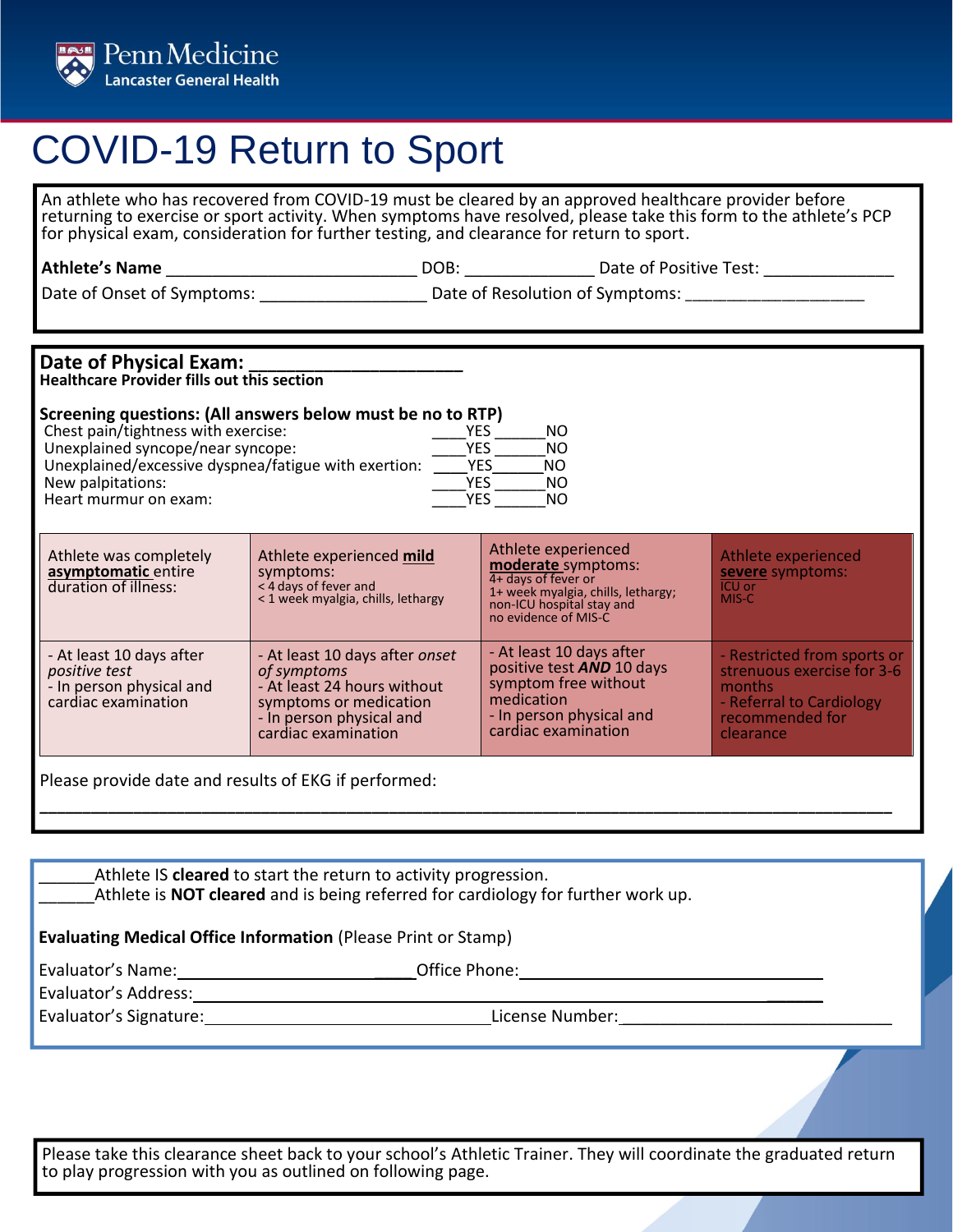Penn Medicine
Lancaster General Health

# COVID-19 Return to Sport

An athlete who has recovered from COVID-19 must be cleared by an approved healthcare provider before returning to exercise or sport activity. When symptoms have resolved, please take this form to the athlete's PCP for physical exam, consideration for further testing, and clearance for return to sport.

**Athlete's Name** ___________________________ DOB: ______________ Date of Positive Test: ______________

Date of Onset of Symptoms: __________________ Date of Resolution of Symptoms: ___________________

## Date of Physical Exam: ______________________

**Healthcare Provider fills out this section**

**Screening questions: (All answers below must be no to RTP)**

Chest pain/tightness with exercise: ____YES ______NO

Unexplained syncope/near syncope: ____YES ______NO

Unexplained/excessive dyspnea/fatigue with exertion: ____YES ______NO

New palpitations: ____YES ______NO

Heart murmur on exam: ____YES ______NO

| Athlete was completely **asymptomatic** entire duration of illness: | Athlete experienced **mild** symptoms:<br>< 4 days of fever and<br>< 1 week myalgia, chills, lethargy | Athlete experienced **moderate** symptoms:<br>4+ days of fever or<br>1+ week myalgia, chills, lethargy;<br>non-ICU hospital stay and<br>no evidence of MIS-C | Athlete experienced **severe** symptoms:<br>ICU or<br>MIS-C |
|---|---|---|---|
| - At least 10 days after *positive test*<br>- In person physical and cardiac examination | - At least 10 days after *onset of symptoms*<br>- At least 24 hours without symptoms or medication<br>- In person physical and cardiac examination | - At least 10 days after positive test ***AND*** 10 days symptom free without medication<br>- In person physical and cardiac examination | - Restricted from sports or strenuous exercise for 3-6 months<br>- Referral to Cardiology recommended for clearance |

Please provide date and results of EKG if performed:

______________________________________________________________________________________

______Athlete IS **cleared** to start the return to activity progression.

______Athlete is **NOT cleared** and is being referred for cardiology for further work up.

**Evaluating Medical Office Information** (Please Print or Stamp)

Evaluator's Name: ___________________________ Office Phone: ___________________________

Evaluator's Address: ___________________________________________________________

Evaluator's Signature: ___________________________ License Number: ___________________________

Please take this clearance sheet back to your school's Athletic Trainer. They will coordinate the graduated return to play progression with you as outlined on following page.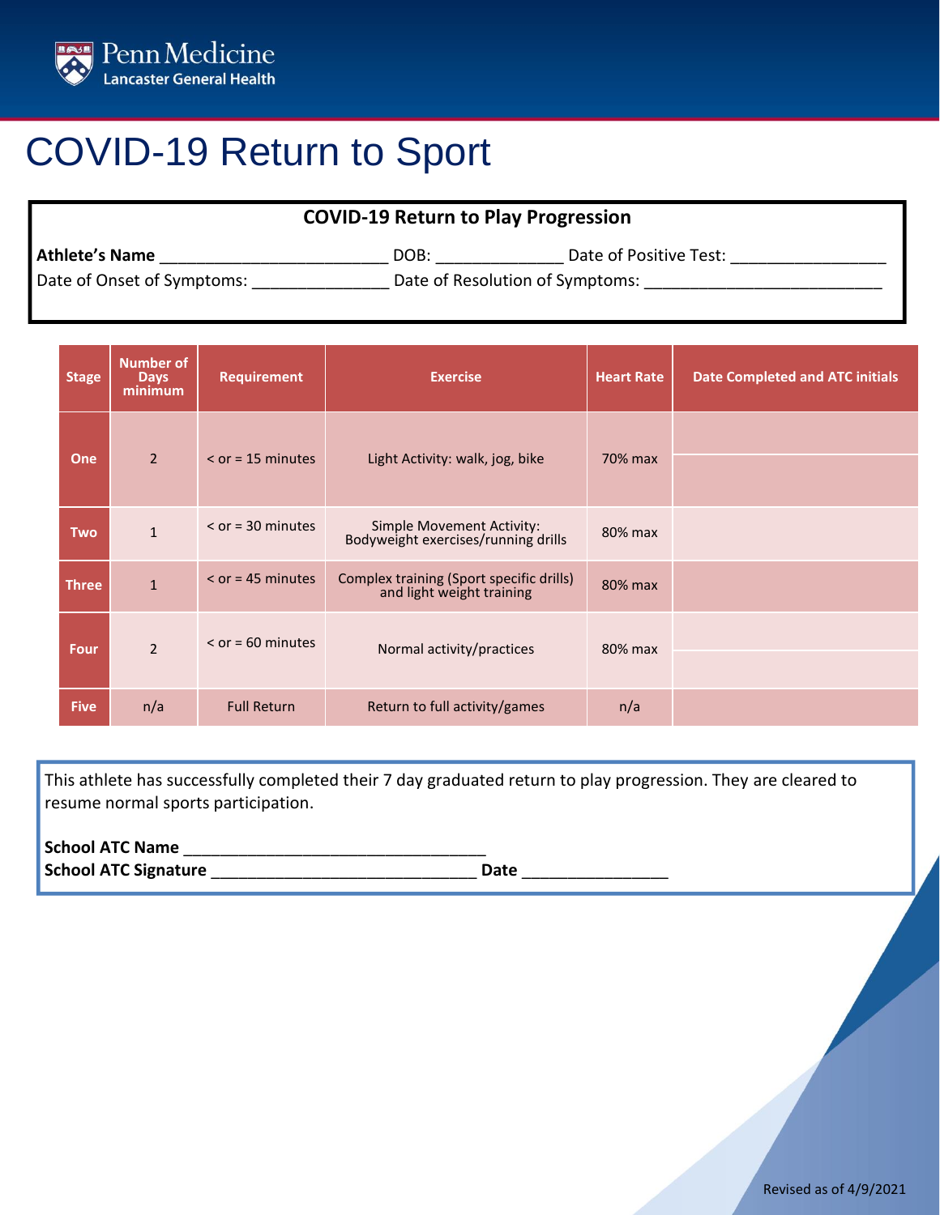Penn Medicine Lancaster General Health

# COVID-19 Return to Sport

## COVID-19 Return to Play Progression

**Athlete's Name** ________________________ DOB: _____________ Date of Positive Test: ________________

Date of Onset of Symptoms: ______________ Date of Resolution of Symptoms: _________________________

| Stage | Number of Days minimum | Requirement | Exercise | Heart Rate | Date Completed and ATC initials |
|---|---|---|---|---|---|
| One | 2 | < or = 15 minutes | Light Activity: walk, jog, bike | 70% max | |
| Two | 1 | < or = 30 minutes | Simple Movement Activity: Bodyweight exercises/running drills | 80% max | |
| Three | 1 | < or = 45 minutes | Complex training (Sport specific drills) and light weight training | 80% max | |
| Four | 2 | < or = 60 minutes | Normal activity/practices | 80% max | |
| Five | n/a | Full Return | Return to full activity/games | n/a | |

This athlete has successfully completed their 7 day graduated return to play progression. They are cleared to resume normal sports participation.

**School ATC Name** _________________________________

**School ATC Signature** _____________________________ **Date** _______________

Revised as of 4/9/2021